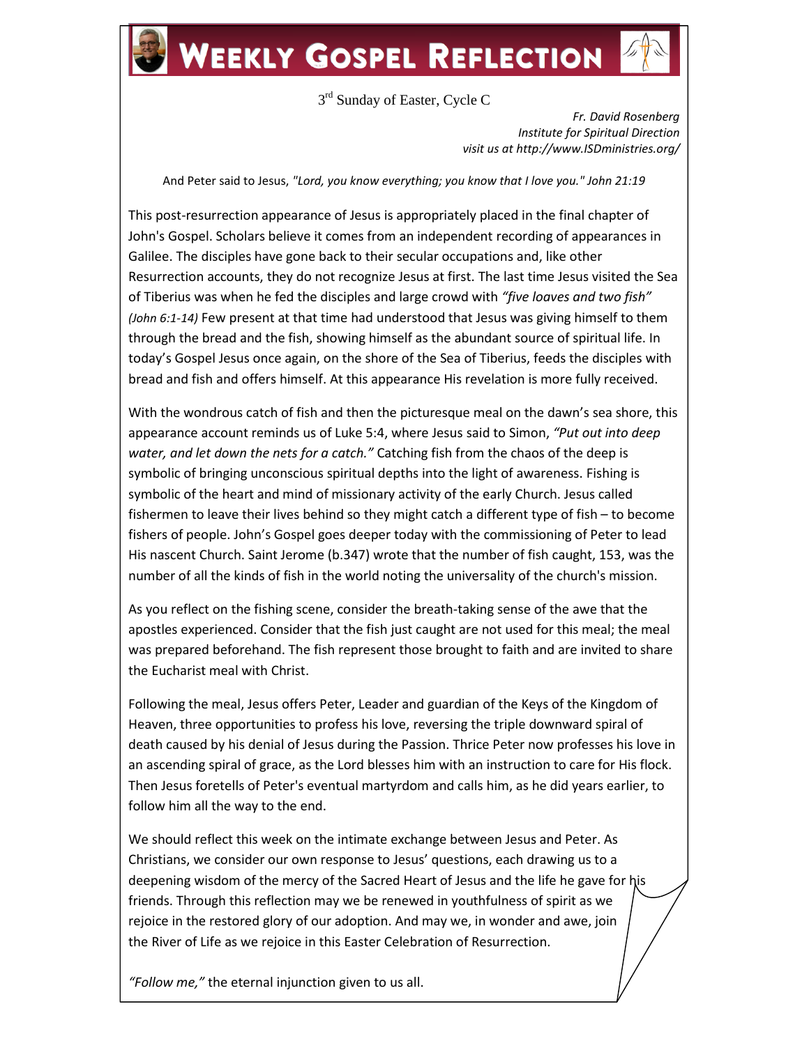# Weekly Gospel Reflection

3rd Sunday of Easter, Cycle C

*Fr. David Rosenberg*
*Institute for Spiritual Direction*
*visit us at http://www.ISDministries.org/*

And Peter said to Jesus, *"Lord, you know everything; you know that I love you." John 21:19*

This post-resurrection appearance of Jesus is appropriately placed in the final chapter of John's Gospel. Scholars believe it comes from an independent recording of appearances in Galilee. The disciples have gone back to their secular occupations and, like other Resurrection accounts, they do not recognize Jesus at first. The last time Jesus visited the Sea of Tiberius was when he fed the disciples and large crowd with *"five loaves and two fish" (John 6:1-14)* Few present at that time had understood that Jesus was giving himself to them through the bread and the fish, showing himself as the abundant source of spiritual life. In today's Gospel Jesus once again, on the shore of the Sea of Tiberius, feeds the disciples with bread and fish and offers himself. At this appearance His revelation is more fully received.

With the wondrous catch of fish and then the picturesque meal on the dawn's sea shore, this appearance account reminds us of Luke 5:4, where Jesus said to Simon, *"Put out into deep water, and let down the nets for a catch."* Catching fish from the chaos of the deep is symbolic of bringing unconscious spiritual depths into the light of awareness. Fishing is symbolic of the heart and mind of missionary activity of the early Church. Jesus called fishermen to leave their lives behind so they might catch a different type of fish – to become fishers of people. John's Gospel goes deeper today with the commissioning of Peter to lead His nascent Church. Saint Jerome (b.347) wrote that the number of fish caught, 153, was the number of all the kinds of fish in the world noting the universality of the church's mission.

As you reflect on the fishing scene, consider the breath-taking sense of the awe that the apostles experienced. Consider that the fish just caught are not used for this meal; the meal was prepared beforehand. The fish represent those brought to faith and are invited to share the Eucharist meal with Christ.

Following the meal, Jesus offers Peter, Leader and guardian of the Keys of the Kingdom of Heaven, three opportunities to profess his love, reversing the triple downward spiral of death caused by his denial of Jesus during the Passion. Thrice Peter now professes his love in an ascending spiral of grace, as the Lord blesses him with an instruction to care for His flock. Then Jesus foretells of Peter's eventual martyrdom and calls him, as he did years earlier, to follow him all the way to the end.

We should reflect this week on the intimate exchange between Jesus and Peter. As Christians, we consider our own response to Jesus' questions, each drawing us to a deepening wisdom of the mercy of the Sacred Heart of Jesus and the life he gave for his friends. Through this reflection may we be renewed in youthfulness of spirit as we rejoice in the restored glory of our adoption. And may we, in wonder and awe, join the River of Life as we rejoice in this Easter Celebration of Resurrection.

*"Follow me,"* the eternal injunction given to us all.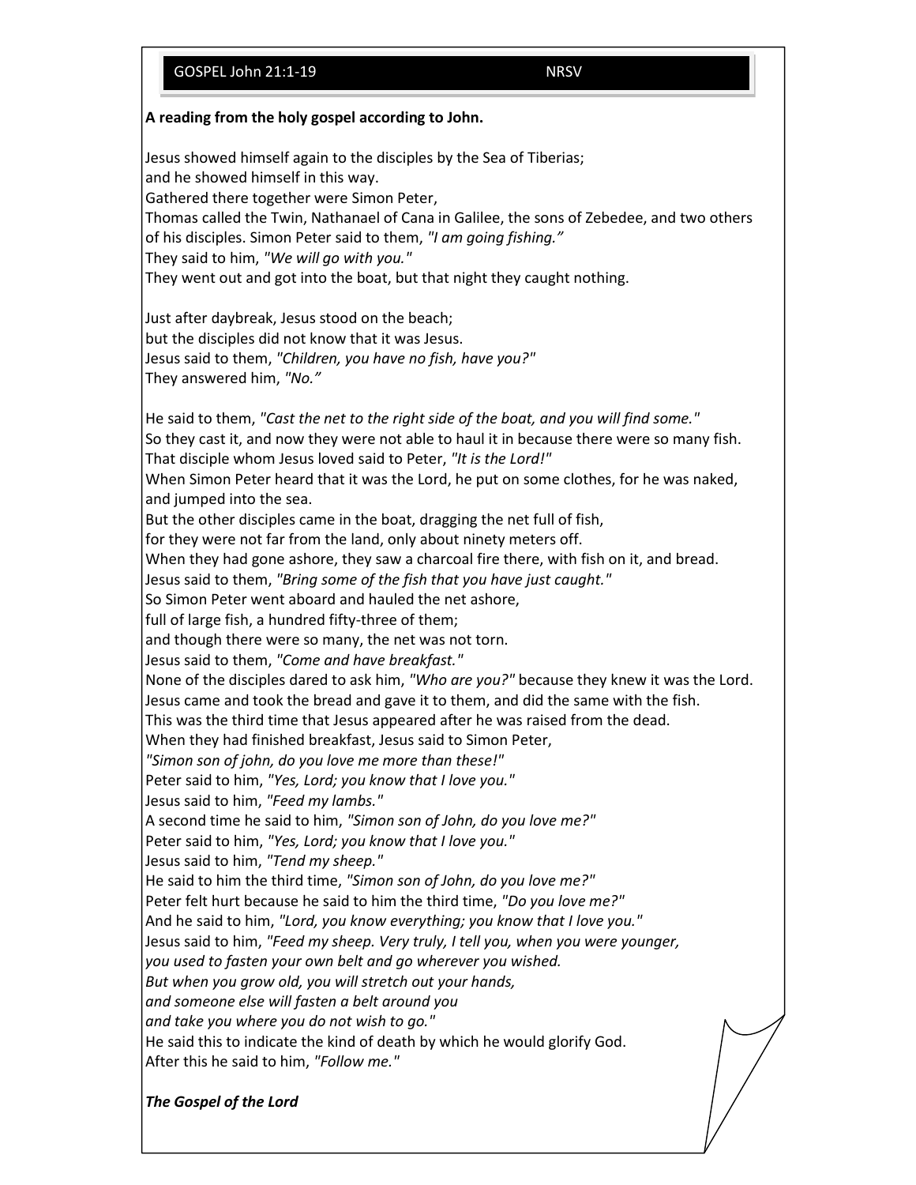GOSPEL John 21:1-19 NRSV

**A reading from the holy gospel according to John.**

Jesus showed himself again to the disciples by the Sea of Tiberias;
and he showed himself in this way.
Gathered there together were Simon Peter,
Thomas called the Twin, Nathanael of Cana in Galilee, the sons of Zebedee, and two others of his disciples. Simon Peter said to them, *"I am going fishing."*
They said to him, *"We will go with you."*
They went out and got into the boat, but that night they caught nothing.

Just after daybreak, Jesus stood on the beach;
but the disciples did not know that it was Jesus.
Jesus said to them, *"Children, you have no fish, have you?"*
They answered him, *"No."*

He said to them, *"Cast the net to the right side of the boat, and you will find some."*
So they cast it, and now they were not able to haul it in because there were so many fish.
That disciple whom Jesus loved said to Peter, *"It is the Lord!"*
When Simon Peter heard that it was the Lord, he put on some clothes, for he was naked, and jumped into the sea.
But the other disciples came in the boat, dragging the net full of fish,
for they were not far from the land, only about ninety meters off.
When they had gone ashore, they saw a charcoal fire there, with fish on it, and bread.
Jesus said to them, *"Bring some of the fish that you have just caught."*
So Simon Peter went aboard and hauled the net ashore,
full of large fish, a hundred fifty-three of them;
and though there were so many, the net was not torn.
Jesus said to them, *"Come and have breakfast."*
None of the disciples dared to ask him, *"Who are you?"* because they knew it was the Lord.
Jesus came and took the bread and gave it to them, and did the same with the fish.
This was the third time that Jesus appeared after he was raised from the dead.
When they had finished breakfast, Jesus said to Simon Peter,
*"Simon son of john, do you love me more than these!"*
Peter said to him, *"Yes, Lord; you know that I love you."*
Jesus said to him, *"Feed my lambs."*
A second time he said to him, *"Simon son of John, do you love me?"*
Peter said to him, *"Yes, Lord; you know that I love you."*
Jesus said to him, *"Tend my sheep."*
He said to him the third time, *"Simon son of John, do you love me?"*
Peter felt hurt because he said to him the third time, *"Do you love me?"*
And he said to him, *"Lord, you know everything; you know that I love you."*
Jesus said to him, *"Feed my sheep. Very truly, I tell you, when you were younger,*
*you used to fasten your own belt and go wherever you wished.*
*But when you grow old, you will stretch out your hands,*
*and someone else will fasten a belt around you*
*and take you where you do not wish to go."*
He said this to indicate the kind of death by which he would glorify God.
After this he said to him, *"Follow me."*

***The Gospel of the Lord***